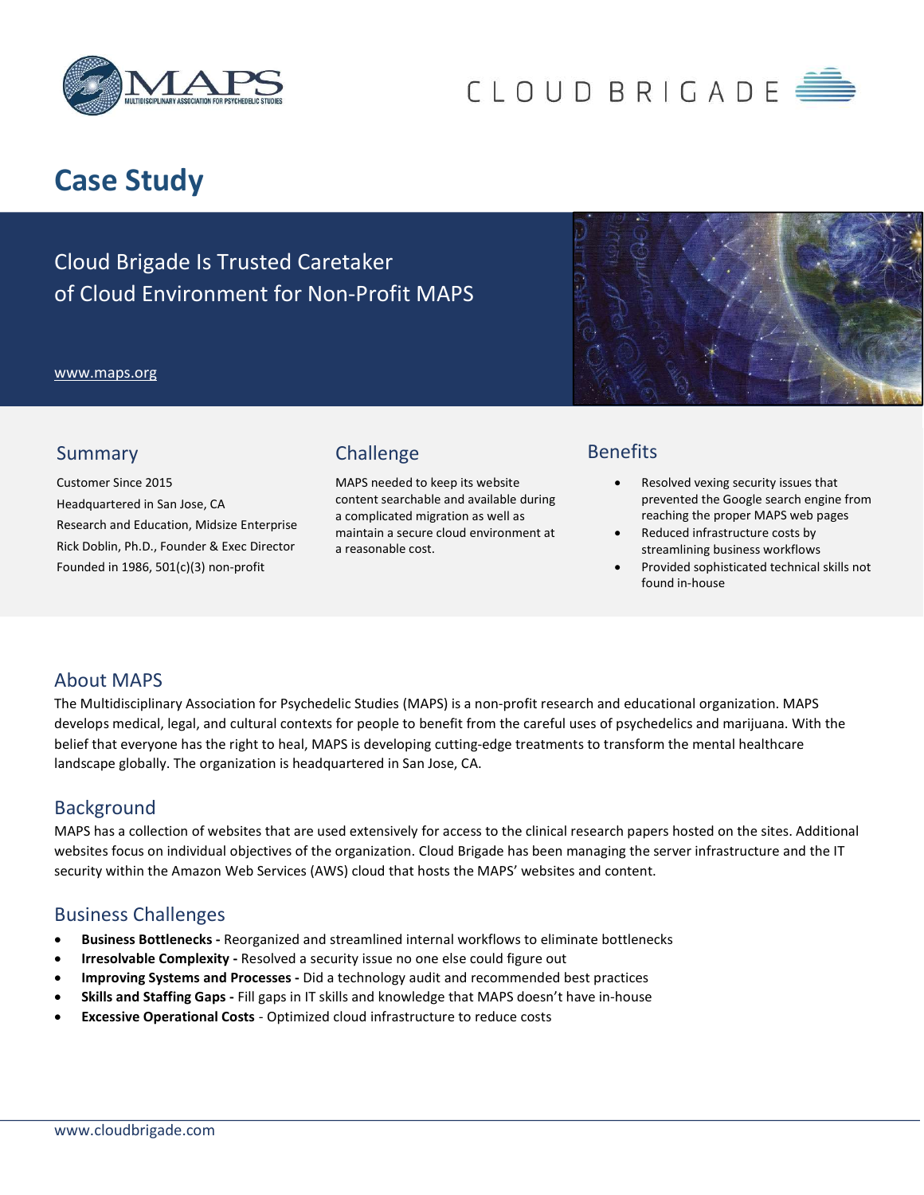# Case Study

## Cloud Brigade Is Trusted Caretaker of Cloud Environment for Non-Profit MAPS

www.maps.org

### Summary

Customer Since 2015
Headquartered in San Jose, CA
Research and Education, Midsize Enterprise
Rick Doblin, Ph.D., Founder & Exec Director
Founded in 1986, 501(c)(3) non-profit

### Challenge

MAPS needed to keep its website content searchable and available during a complicated migration as well as maintain a secure cloud environment at a reasonable cost.

### Benefits

- Resolved vexing security issues that prevented the Google search engine from reaching the proper MAPS web pages
- Reduced infrastructure costs by streamlining business workflows
- Provided sophisticated technical skills not found in-house

## About MAPS

The Multidisciplinary Association for Psychedelic Studies (MAPS) is a non-profit research and educational organization. MAPS develops medical, legal, and cultural contexts for people to benefit from the careful uses of psychedelics and marijuana. With the belief that everyone has the right to heal, MAPS is developing cutting-edge treatments to transform the mental healthcare landscape globally. The organization is headquartered in San Jose, CA.

## Background

MAPS has a collection of websites that are used extensively for access to the clinical research papers hosted on the sites. Additional websites focus on individual objectives of the organization. Cloud Brigade has been managing the server infrastructure and the IT security within the Amazon Web Services (AWS) cloud that hosts the MAPS' websites and content.

## Business Challenges

- **Business Bottlenecks -** Reorganized and streamlined internal workflows to eliminate bottlenecks
- **Irresolvable Complexity -** Resolved a security issue no one else could figure out
- **Improving Systems and Processes -** Did a technology audit and recommended best practices
- **Skills and Staffing Gaps -** Fill gaps in IT skills and knowledge that MAPS doesn't have in-house
- **Excessive Operational Costs** - Optimized cloud infrastructure to reduce costs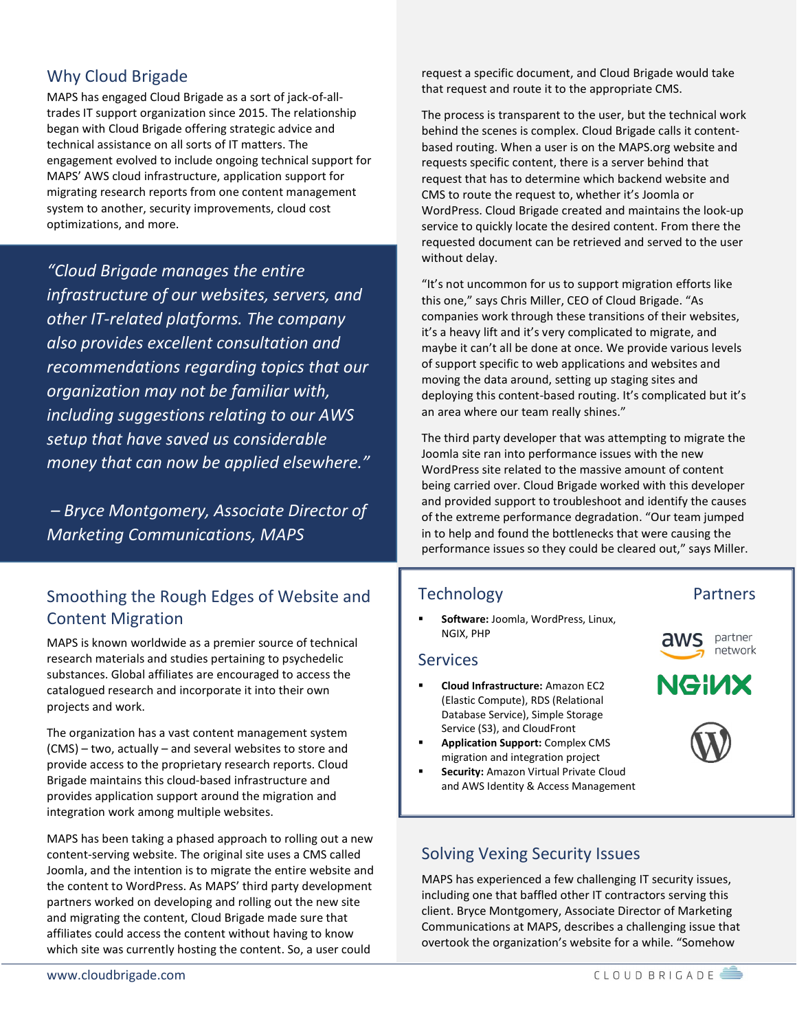## Why Cloud Brigade

MAPS has engaged Cloud Brigade as a sort of jack-of-all-trades IT support organization since 2015. The relationship began with Cloud Brigade offering strategic advice and technical assistance on all sorts of IT matters. The engagement evolved to include ongoing technical support for MAPS' AWS cloud infrastructure, application support for migrating research reports from one content management system to another, security improvements, cloud cost optimizations, and more.

> *"Cloud Brigade manages the entire infrastructure of our websites, servers, and other IT-related platforms. The company also provides excellent consultation and recommendations regarding topics that our organization may not be familiar with, including suggestions relating to our AWS setup that have saved us considerable money that can now be applied elsewhere."*
>
> *– Bryce Montgomery, Associate Director of Marketing Communications, MAPS*

## Smoothing the Rough Edges of Website and Content Migration

MAPS is known worldwide as a premier source of technical research materials and studies pertaining to psychedelic substances. Global affiliates are encouraged to access the catalogued research and incorporate it into their own projects and work.

The organization has a vast content management system (CMS) – two, actually – and several websites to store and provide access to the proprietary research reports. Cloud Brigade maintains this cloud-based infrastructure and provides application support around the migration and integration work among multiple websites.

MAPS has been taking a phased approach to rolling out a new content-serving website. The original site uses a CMS called Joomla, and the intention is to migrate the entire website and the content to WordPress. As MAPS' third party development partners worked on developing and rolling out the new site and migrating the content, Cloud Brigade made sure that affiliates could access the content without having to know which site was currently hosting the content. So, a user could request a specific document, and Cloud Brigade would take that request and route it to the appropriate CMS.

The process is transparent to the user, but the technical work behind the scenes is complex. Cloud Brigade calls it content-based routing. When a user is on the MAPS.org website and requests specific content, there is a server behind that request that has to determine which backend website and CMS to route the request to, whether it's Joomla or WordPress. Cloud Brigade created and maintains the look-up service to quickly locate the desired content. From there the requested document can be retrieved and served to the user without delay.

"It's not uncommon for us to support migration efforts like this one," says Chris Miller, CEO of Cloud Brigade. "As companies work through these transitions of their websites, it's a heavy lift and it's very complicated to migrate, and maybe it can't all be done at once. We provide various levels of support specific to web applications and websites and moving the data around, setting up staging sites and deploying this content-based routing. It's complicated but it's an area where our team really shines."

The third party developer that was attempting to migrate the Joomla site ran into performance issues with the new WordPress site related to the massive amount of content being carried over. Cloud Brigade worked with this developer and provided support to troubleshoot and identify the causes of the extreme performance degradation. "Our team jumped in to help and found the bottlenecks that were causing the performance issues so they could be cleared out," says Miller.

### Technology

- **Software:** Joomla, WordPress, Linux, NGIX, PHP

### Services

- **Cloud Infrastructure:** Amazon EC2 (Elastic Compute), RDS (Relational Database Service), Simple Storage Service (S3), and CloudFront
- **Application Support:** Complex CMS migration and integration project
- **Security:** Amazon Virtual Private Cloud and AWS Identity & Access Management

### Partners

aws partner network

NGINX

WordPress

## Solving Vexing Security Issues

MAPS has experienced a few challenging IT security issues, including one that baffled other IT contractors serving this client. Bryce Montgomery, Associate Director of Marketing Communications at MAPS, describes a challenging issue that overtook the organization's website for a while. "Somehow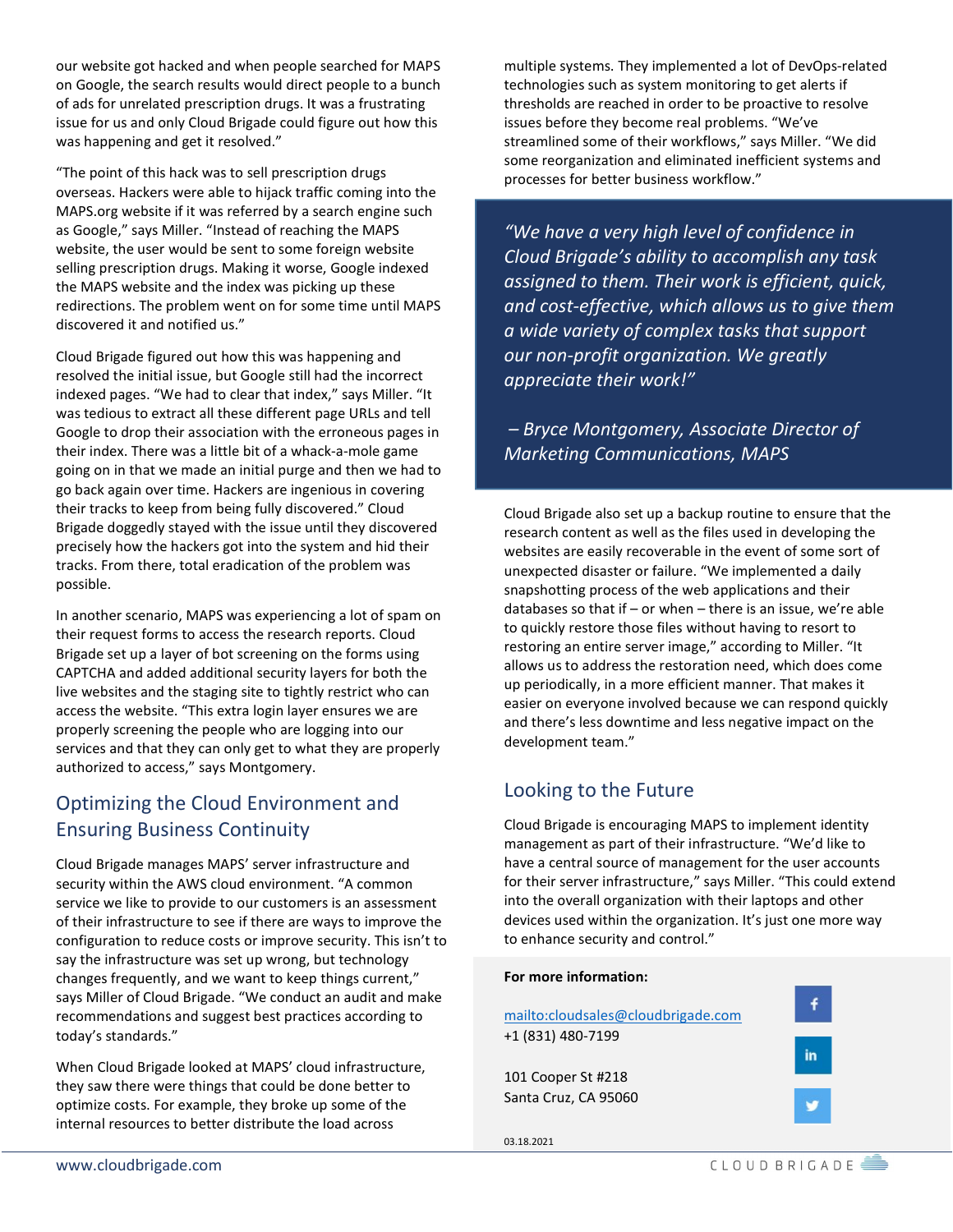our website got hacked and when people searched for MAPS on Google, the search results would direct people to a bunch of ads for unrelated prescription drugs. It was a frustrating issue for us and only Cloud Brigade could figure out how this was happening and get it resolved."

"The point of this hack was to sell prescription drugs overseas. Hackers were able to hijack traffic coming into the MAPS.org website if it was referred by a search engine such as Google," says Miller. "Instead of reaching the MAPS website, the user would be sent to some foreign website selling prescription drugs. Making it worse, Google indexed the MAPS website and the index was picking up these redirections. The problem went on for some time until MAPS discovered it and notified us."

Cloud Brigade figured out how this was happening and resolved the initial issue, but Google still had the incorrect indexed pages. "We had to clear that index," says Miller. "It was tedious to extract all these different page URLs and tell Google to drop their association with the erroneous pages in their index. There was a little bit of a whack-a-mole game going on in that we made an initial purge and then we had to go back again over time. Hackers are ingenious in covering their tracks to keep from being fully discovered." Cloud Brigade doggedly stayed with the issue until they discovered precisely how the hackers got into the system and hid their tracks. From there, total eradication of the problem was possible.

In another scenario, MAPS was experiencing a lot of spam on their request forms to access the research reports. Cloud Brigade set up a layer of bot screening on the forms using CAPTCHA and added additional security layers for both the live websites and the staging site to tightly restrict who can access the website. "This extra login layer ensures we are properly screening the people who are logging into our services and that they can only get to what they are properly authorized to access," says Montgomery.

## Optimizing the Cloud Environment and Ensuring Business Continuity

Cloud Brigade manages MAPS' server infrastructure and security within the AWS cloud environment. "A common service we like to provide to our customers is an assessment of their infrastructure to see if there are ways to improve the configuration to reduce costs or improve security. This isn't to say the infrastructure was set up wrong, but technology changes frequently, and we want to keep things current," says Miller of Cloud Brigade. "We conduct an audit and make recommendations and suggest best practices according to today's standards."

When Cloud Brigade looked at MAPS' cloud infrastructure, they saw there were things that could be done better to optimize costs. For example, they broke up some of the internal resources to better distribute the load across multiple systems. They implemented a lot of DevOps-related technologies such as system monitoring to get alerts if thresholds are reached in order to be proactive to resolve issues before they become real problems. "We've streamlined some of their workflows," says Miller. "We did some reorganization and eliminated inefficient systems and processes for better business workflow."

> *"We have a very high level of confidence in Cloud Brigade's ability to accomplish any task assigned to them. Their work is efficient, quick, and cost-effective, which allows us to give them a wide variety of complex tasks that support our non-profit organization. We greatly appreciate their work!"*
>
> *– Bryce Montgomery, Associate Director of Marketing Communications, MAPS*

Cloud Brigade also set up a backup routine to ensure that the research content as well as the files used in developing the websites are easily recoverable in the event of some sort of unexpected disaster or failure. "We implemented a daily snapshotting process of the web applications and their databases so that if – or when – there is an issue, we're able to quickly restore those files without having to resort to restoring an entire server image," according to Miller. "It allows us to address the restoration need, which does come up periodically, in a more efficient manner. That makes it easier on everyone involved because we can respond quickly and there's less downtime and less negative impact on the development team."

## Looking to the Future

Cloud Brigade is encouraging MAPS to implement identity management as part of their infrastructure. "We'd like to have a central source of management for the user accounts for their server infrastructure," says Miller. "This could extend into the overall organization with their laptops and other devices used within the organization. It's just one more way to enhance security and control."

**For more information:**

mailto:cloudsales@cloudbrigade.com
+1 (831) 480-7199

101 Cooper St #218
Santa Cruz, CA 95060

03.18.2021